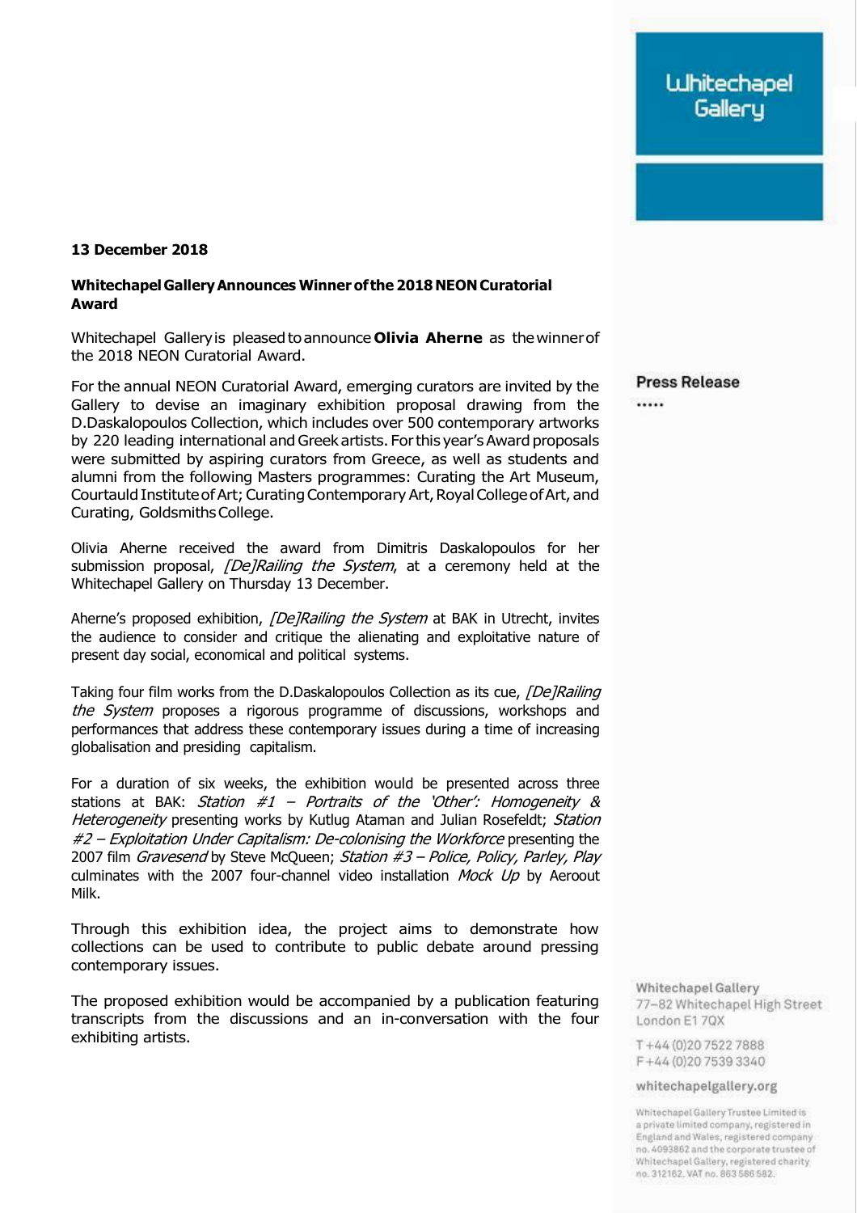Whitechapel Gallery

**13 December 2018**

**Whitechapel Gallery Announces Winner of the 2018 NEON Curatorial Award**

Whitechapel Gallery is pleased to announce **Olivia Aherne** as the winner of the 2018 NEON Curatorial Award.

For the annual NEON Curatorial Award, emerging curators are invited by the Gallery to devise an imaginary exhibition proposal drawing from the D.Daskalopoulos Collection, which includes over 500 contemporary artworks by 220 leading international and Greek artists. For this year's Award proposals were submitted by aspiring curators from Greece, as well as students and alumni from the following Masters programmes: Curating the Art Museum, Courtauld Institute of Art; Curating Contemporary Art, Royal College of Art, and Curating, Goldsmiths College.

Olivia Aherne received the award from Dimitris Daskalopoulos for her submission proposal, *[De]Railing the System*, at a ceremony held at the Whitechapel Gallery on Thursday 13 December.

Aherne's proposed exhibition, *[De]Railing the System* at BAK in Utrecht, invites the audience to consider and critique the alienating and exploitative nature of present day social, economical and political systems.

Taking four film works from the D.Daskalopoulos Collection as its cue, *[De]Railing the System* proposes a rigorous programme of discussions, workshops and performances that address these contemporary issues during a time of increasing globalisation and presiding capitalism.

For a duration of six weeks, the exhibition would be presented across three stations at BAK: *Station #1 – Portraits of the 'Other': Homogeneity & Heterogeneity* presenting works by Kutlug Ataman and Julian Rosefeldt; *Station #2 – Exploitation Under Capitalism: De-colonising the Workforce* presenting the 2007 film *Gravesend* by Steve McQueen; *Station #3 – Police, Policy, Parley, Play* culminates with the 2007 four-channel video installation *Mock Up* by Aeroout Milk.

Through this exhibition idea, the project aims to demonstrate how collections can be used to contribute to public debate around pressing contemporary issues.

The proposed exhibition would be accompanied by a publication featuring transcripts from the discussions and an in-conversation with the four exhibiting artists.

**Press Release**

Whitechapel Gallery
77–82 Whitechapel High Street
London E1 7QX

T +44 (0)20 7522 7888
F +44 (0)20 7539 3340

whitechapelgallery.org

Whitechapel Gallery Trustee Limited is a private limited company, registered in England and Wales, registered company no. 4093862 and the corporate trustee of Whitechapel Gallery, registered charity no. 312162. VAT no. 863 586 582.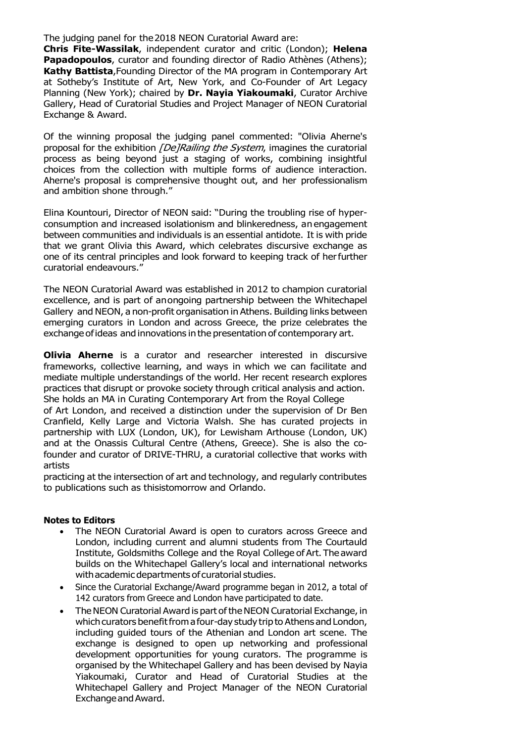The judging panel for the 2018 NEON Curatorial Award are:
**Chris Fite-Wassilak**, independent curator and critic (London); **Helena Papadopoulos**, curator and founding director of Radio Athènes (Athens); **Kathy Battista**, Founding Director of the MA program in Contemporary Art at Sotheby's Institute of Art, New York, and Co-Founder of Art Legacy Planning (New York); chaired by **Dr. Nayia Yiakoumaki**, Curator Archive Gallery, Head of Curatorial Studies and Project Manager of NEON Curatorial Exchange & Award.

Of the winning proposal the judging panel commented: "Olivia Aherne's proposal for the exhibition *[De]Railing the System*, imagines the curatorial process as being beyond just a staging of works, combining insightful choices from the collection with multiple forms of audience interaction. Aherne's proposal is comprehensive thought out, and her professionalism and ambition shone through."

Elina Kountouri, Director of NEON said: "During the troubling rise of hyper-consumption and increased isolationism and blinkeredness, an engagement between communities and individuals is an essential antidote. It is with pride that we grant Olivia this Award, which celebrates discursive exchange as one of its central principles and look forward to keeping track of her further curatorial endeavours."

The NEON Curatorial Award was established in 2012 to champion curatorial excellence, and is part of an ongoing partnership between the Whitechapel Gallery and NEON, a non-profit organisation in Athens. Building links between emerging curators in London and across Greece, the prize celebrates the exchange of ideas and innovations in the presentation of contemporary art.

**Olivia Aherne** is a curator and researcher interested in discursive frameworks, collective learning, and ways in which we can facilitate and mediate multiple understandings of the world. Her recent research explores practices that disrupt or provoke society through critical analysis and action. She holds an MA in Curating Contemporary Art from the Royal College of Art London, and received a distinction under the supervision of Dr Ben Cranfield, Kelly Large and Victoria Walsh. She has curated projects in partnership with LUX (London, UK), for Lewisham Arthouse (London, UK) and at the Onassis Cultural Centre (Athens, Greece). She is also the co-founder and curator of DRIVE-THRU, a curatorial collective that works with artists practicing at the intersection of art and technology, and regularly contributes to publications such as thisistomorrow and Orlando.

**Notes to Editors**

- The NEON Curatorial Award is open to curators across Greece and London, including current and alumni students from The Courtauld Institute, Goldsmiths College and the Royal College of Art. The award builds on the Whitechapel Gallery's local and international networks with academic departments of curatorial studies.
- Since the Curatorial Exchange/Award programme began in 2012, a total of 142 curators from Greece and London have participated to date.
- The NEON Curatorial Award is part of the NEON Curatorial Exchange, in which curators benefit from a four-day study trip to Athens and London, including guided tours of the Athenian and London art scene. The exchange is designed to open up networking and professional development opportunities for young curators. The programme is organised by the Whitechapel Gallery and has been devised by Nayia Yiakoumaki, Curator and Head of Curatorial Studies at the Whitechapel Gallery and Project Manager of the NEON Curatorial Exchange and Award.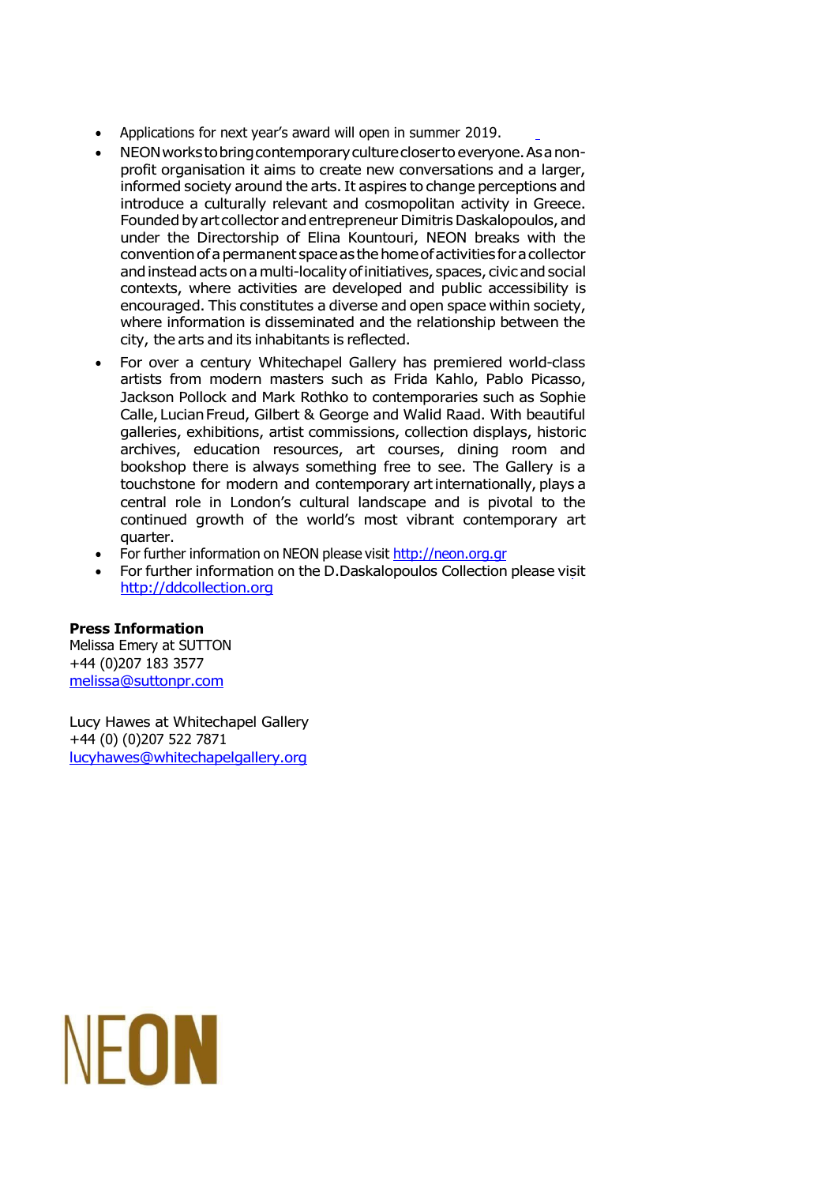- Applications for next year's award will open in summer 2019.
- NEON works to bring contemporary culture closer to everyone. As a non-profit organisation it aims to create new conversations and a larger, informed society around the arts. It aspires to change perceptions and introduce a culturally relevant and cosmopolitan activity in Greece. Founded by art collector and entrepreneur Dimitris Daskalopoulos, and under the Directorship of Elina Kountouri, NEON breaks with the convention of a permanent space as the home of activities for a collector and instead acts on a multi-locality of initiatives, spaces, civic and social contexts, where activities are developed and public accessibility is encouraged. This constitutes a diverse and open space within society, where information is disseminated and the relationship between the city, the arts and its inhabitants is reflected.
- For over a century Whitechapel Gallery has premiered world-class artists from modern masters such as Frida Kahlo, Pablo Picasso, Jackson Pollock and Mark Rothko to contemporaries such as Sophie Calle, Lucian Freud, Gilbert & George and Walid Raad. With beautiful galleries, exhibitions, artist commissions, collection displays, historic archives, education resources, art courses, dining room and bookshop there is always something free to see. The Gallery is a touchstone for modern and contemporary art internationally, plays a central role in London's cultural landscape and is pivotal to the continued growth of the world's most vibrant contemporary art quarter.
- For further information on NEON please visit http://neon.org.gr
- For further information on the D.Daskalopoulos Collection please visit http://ddcollection.org

**Press Information**
Melissa Emery at SUTTON
+44 (0)207 183 3577
melissa@suttonpr.com

Lucy Hawes at Whitechapel Gallery
+44 (0) (0)207 522 7871
lucyhawes@whitechapelgallery.org

NEON